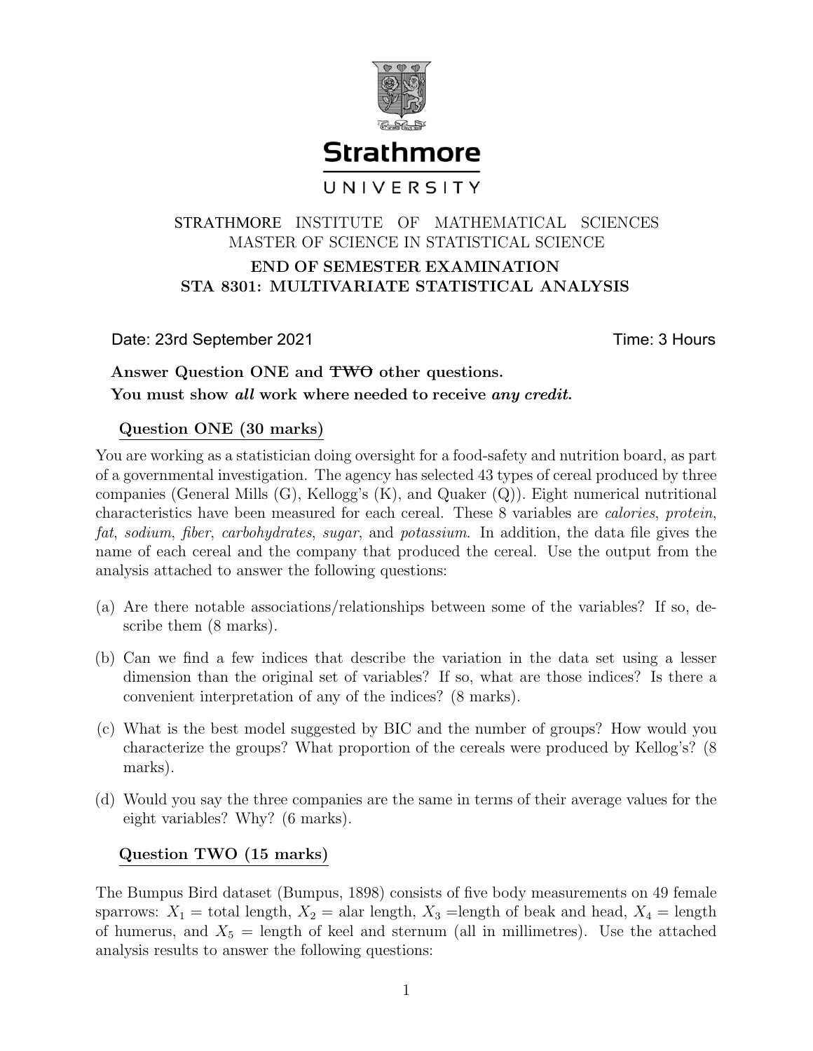Strathmore

UNIVERSITY

STRATHMORE INSTITUTE OF MATHEMATICAL SCIENCES
MASTER OF SCIENCE IN STATISTICAL SCIENCE

**END OF SEMESTER EXAMINATION**
**STA 8301: MULTIVARIATE STATISTICAL ANALYSIS**

Date: 23rd September 2021 Time: 3 Hours

**Answer Question ONE and ~~TWO~~ other questions.**
**You must show *all* work where needed to receive *any credit*.**

## Question ONE (30 marks)

You are working as a statistician doing oversight for a food-safety and nutrition board, as part of a governmental investigation. The agency has selected 43 types of cereal produced by three companies (General Mills (G), Kellogg's (K), and Quaker (Q)). Eight numerical nutritional characteristics have been measured for each cereal. These 8 variables are *calories*, *protein*, *fat*, *sodium*, *fiber*, *carbohydrates*, *sugar*, and *potassium*. In addition, the data file gives the name of each cereal and the company that produced the cereal. Use the output from the analysis attached to answer the following questions:

(a) Are there notable associations/relationships between some of the variables? If so, describe them (8 marks).

(b) Can we find a few indices that describe the variation in the data set using a lesser dimension than the original set of variables? If so, what are those indices? Is there a convenient interpretation of any of the indices? (8 marks).

(c) What is the best model suggested by BIC and the number of groups? How would you characterize the groups? What proportion of the cereals were produced by Kellog's? (8 marks).

(d) Would you say the three companies are the same in terms of their average values for the eight variables? Why? (6 marks).

## Question TWO (15 marks)

The Bumpus Bird dataset (Bumpus, 1898) consists of five body measurements on 49 female sparrows: $X_1$ = total length, $X_2$ = alar length, $X_3$ =length of beak and head, $X_4$ = length of humerus, and $X_5$ = length of keel and sternum (all in millimetres). Use the attached analysis results to answer the following questions: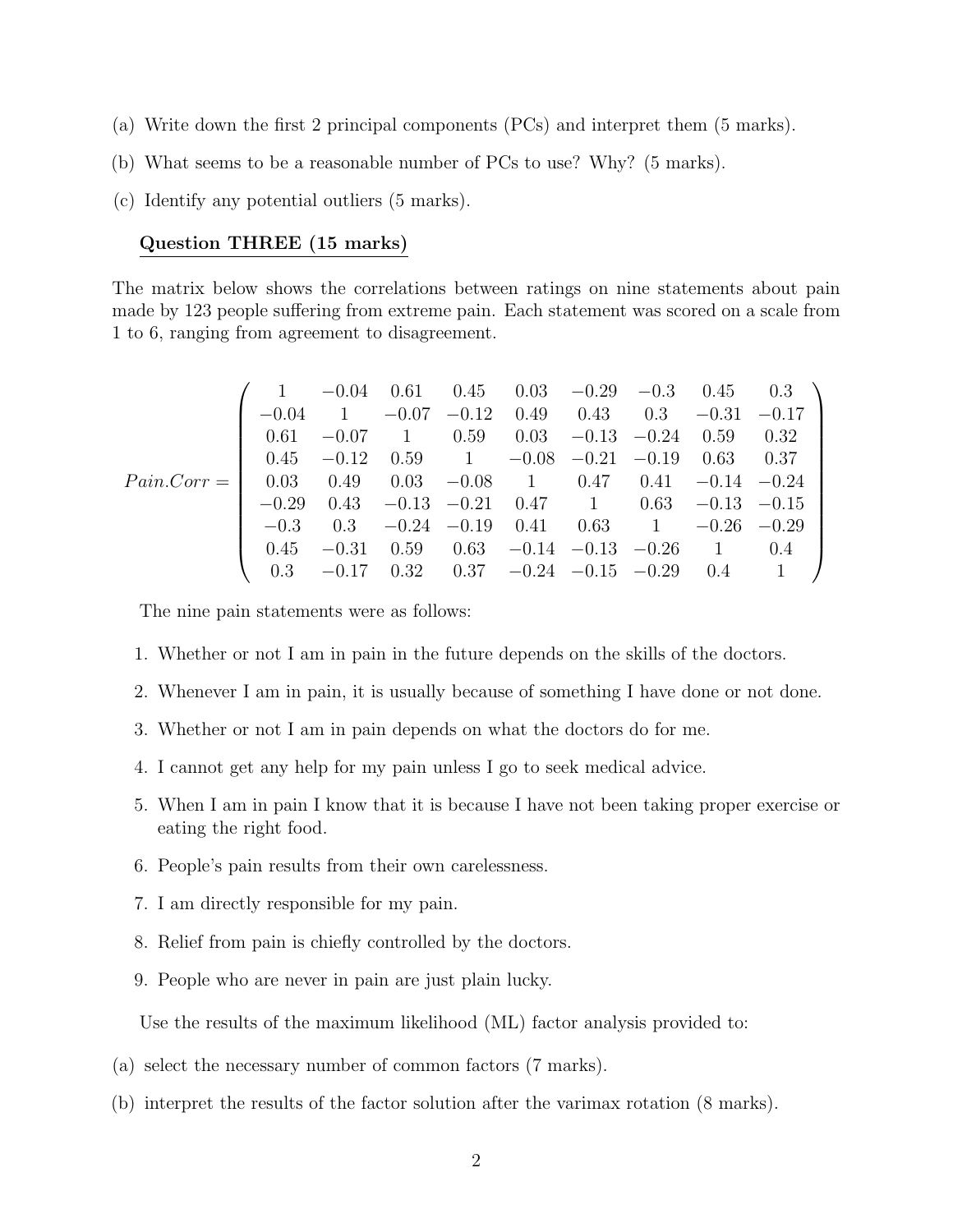(a) Write down the first 2 principal components (PCs) and interpret them (5 marks).

(b) What seems to be a reasonable number of PCs to use? Why? (5 marks).

(c) Identify any potential outliers (5 marks).

## Question THREE (15 marks)

The matrix below shows the correlations between ratings on nine statements about pain made by 123 people suffering from extreme pain. Each statement was scored on a scale from 1 to 6, ranging from agreement to disagreement.

$$
Pain.Corr = \begin{pmatrix}
1 & -0.04 & 0.61 & 0.45 & 0.03 & -0.29 & -0.3 & 0.45 & 0.3 \\
-0.04 & 1 & -0.07 & -0.12 & 0.49 & 0.43 & 0.3 & -0.31 & -0.17 \\
0.61 & -0.07 & 1 & 0.59 & 0.03 & -0.13 & -0.24 & 0.59 & 0.32 \\
0.45 & -0.12 & 0.59 & 1 & -0.08 & -0.21 & -0.19 & 0.63 & 0.37 \\
0.03 & 0.49 & 0.03 & -0.08 & 1 & 0.47 & 0.41 & -0.14 & -0.24 \\
-0.29 & 0.43 & -0.13 & -0.21 & 0.47 & 1 & 0.63 & -0.13 & -0.15 \\
-0.3 & 0.3 & -0.24 & -0.19 & 0.41 & 0.63 & 1 & -0.26 & -0.29 \\
0.45 & -0.31 & 0.59 & 0.63 & -0.14 & -0.13 & -0.26 & 1 & 0.4 \\
0.3 & -0.17 & 0.32 & 0.37 & -0.24 & -0.15 & -0.29 & 0.4 & 1
\end{pmatrix}
$$

The nine pain statements were as follows:

1. Whether or not I am in pain in the future depends on the skills of the doctors.
2. Whenever I am in pain, it is usually because of something I have done or not done.
3. Whether or not I am in pain depends on what the doctors do for me.
4. I cannot get any help for my pain unless I go to seek medical advice.
5. When I am in pain I know that it is because I have not been taking proper exercise or eating the right food.
6. People's pain results from their own carelessness.
7. I am directly responsible for my pain.
8. Relief from pain is chiefly controlled by the doctors.
9. People who are never in pain are just plain lucky.

Use the results of the maximum likelihood (ML) factor analysis provided to:

(a) select the necessary number of common factors (7 marks).

(b) interpret the results of the factor solution after the varimax rotation (8 marks).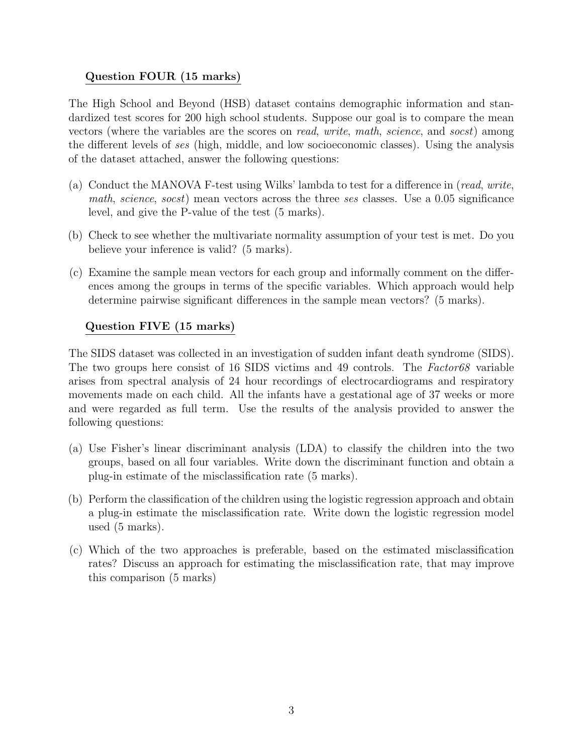### Question FOUR (15 marks)

The High School and Beyond (HSB) dataset contains demographic information and standardized test scores for 200 high school students. Suppose our goal is to compare the mean vectors (where the variables are the scores on *read*, *write*, *math*, *science*, and *socst*) among the different levels of *ses* (high, middle, and low socioeconomic classes). Using the analysis of the dataset attached, answer the following questions:

(a) Conduct the MANOVA F-test using Wilks' lambda to test for a difference in (*read*, *write*, *math*, *science*, *socst*) mean vectors across the three *ses* classes. Use a 0.05 significance level, and give the P-value of the test (5 marks).

(b) Check to see whether the multivariate normality assumption of your test is met. Do you believe your inference is valid? (5 marks).

(c) Examine the sample mean vectors for each group and informally comment on the differences among the groups in terms of the specific variables. Which approach would help determine pairwise significant differences in the sample mean vectors? (5 marks).

### Question FIVE (15 marks)

The SIDS dataset was collected in an investigation of sudden infant death syndrome (SIDS). The two groups here consist of 16 SIDS victims and 49 controls. The *Factor68* variable arises from spectral analysis of 24 hour recordings of electrocardiograms and respiratory movements made on each child. All the infants have a gestational age of 37 weeks or more and were regarded as full term. Use the results of the analysis provided to answer the following questions:

(a) Use Fisher's linear discriminant analysis (LDA) to classify the children into the two groups, based on all four variables. Write down the discriminant function and obtain a plug-in estimate of the misclassification rate (5 marks).

(b) Perform the classification of the children using the logistic regression approach and obtain a plug-in estimate the misclassification rate. Write down the logistic regression model used (5 marks).

(c) Which of the two approaches is preferable, based on the estimated misclassification rates? Discuss an approach for estimating the misclassification rate, that may improve this comparison (5 marks)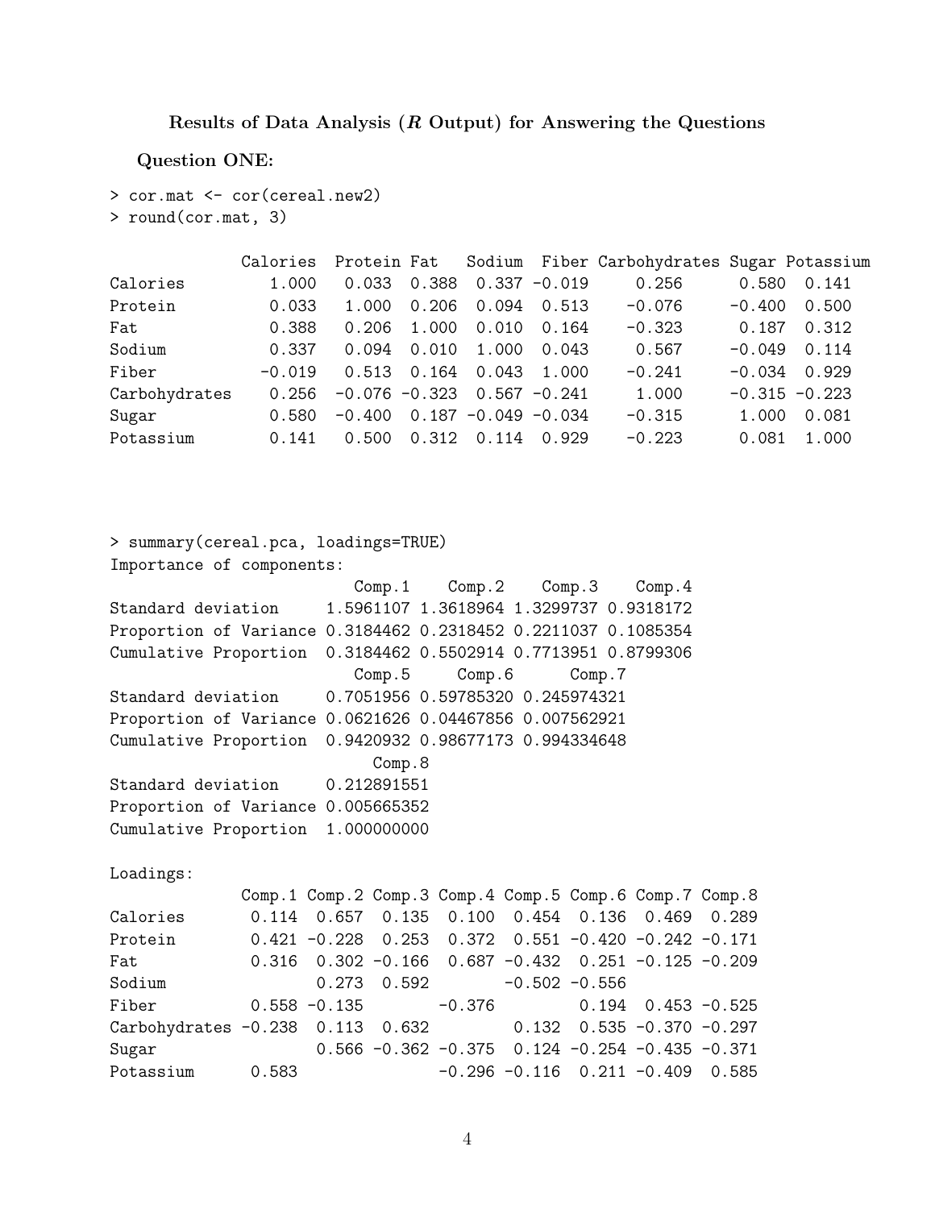### Results of Data Analysis (*R* Output) for Answering the Questions

**Question ONE:**

```
> cor.mat <- cor(cereal.new2)
> round(cor.mat, 3)

              Calories  Protein Fat   Sodium  Fiber Carbohydrates Sugar Potassium
Calories         1.000   0.033  0.388  0.337 -0.019     0.256      0.580  0.141
Protein          0.033   1.000  0.206  0.094  0.513    -0.076     -0.400  0.500
Fat              0.388   0.206  1.000  0.010  0.164    -0.323      0.187  0.312
Sodium           0.337   0.094  0.010  1.000  0.043     0.567     -0.049  0.114
Fiber           -0.019   0.513  0.164  0.043  1.000    -0.241     -0.034  0.929
Carbohydrates    0.256  -0.076 -0.323  0.567 -0.241     1.000     -0.315 -0.223
Sugar            0.580  -0.400  0.187 -0.049 -0.034    -0.315      1.000  0.081
Potassium        0.141   0.500  0.312  0.114  0.929    -0.223      0.081  1.000
```

```
> summary(cereal.pca, loadings=TRUE)
Importance of components:
                          Comp.1    Comp.2    Comp.3    Comp.4
Standard deviation     1.5961107 1.3618964 1.3299737 0.9318172
Proportion of Variance 0.3184462 0.2318452 0.2211037 0.1085354
Cumulative Proportion  0.3184462 0.5502914 0.7713951 0.8799306
                          Comp.5     Comp.6      Comp.7
Standard deviation     0.7051956 0.59785320 0.245974321
Proportion of Variance 0.0621626 0.04467856 0.007562921
Cumulative Proportion  0.9420932 0.98677173 0.994334648
                            Comp.8
Standard deviation     0.212891551
Proportion of Variance 0.005665352
Cumulative Proportion  1.000000000

Loadings:
              Comp.1 Comp.2 Comp.3 Comp.4 Comp.5 Comp.6 Comp.7 Comp.8
Calories       0.114  0.657  0.135  0.100  0.454  0.136  0.469  0.289
Protein        0.421 -0.228  0.253  0.372  0.551 -0.420 -0.242 -0.171
Fat            0.316  0.302 -0.166  0.687 -0.432  0.251 -0.125 -0.209
Sodium                0.273  0.592        -0.502 -0.556
Fiber          0.558 -0.135        -0.376         0.194  0.453 -0.525
Carbohydrates -0.238  0.113  0.632         0.132  0.535 -0.370 -0.297
Sugar                 0.566 -0.362 -0.375  0.124 -0.254 -0.435 -0.371
Potassium      0.583               -0.296 -0.116  0.211 -0.409  0.585
```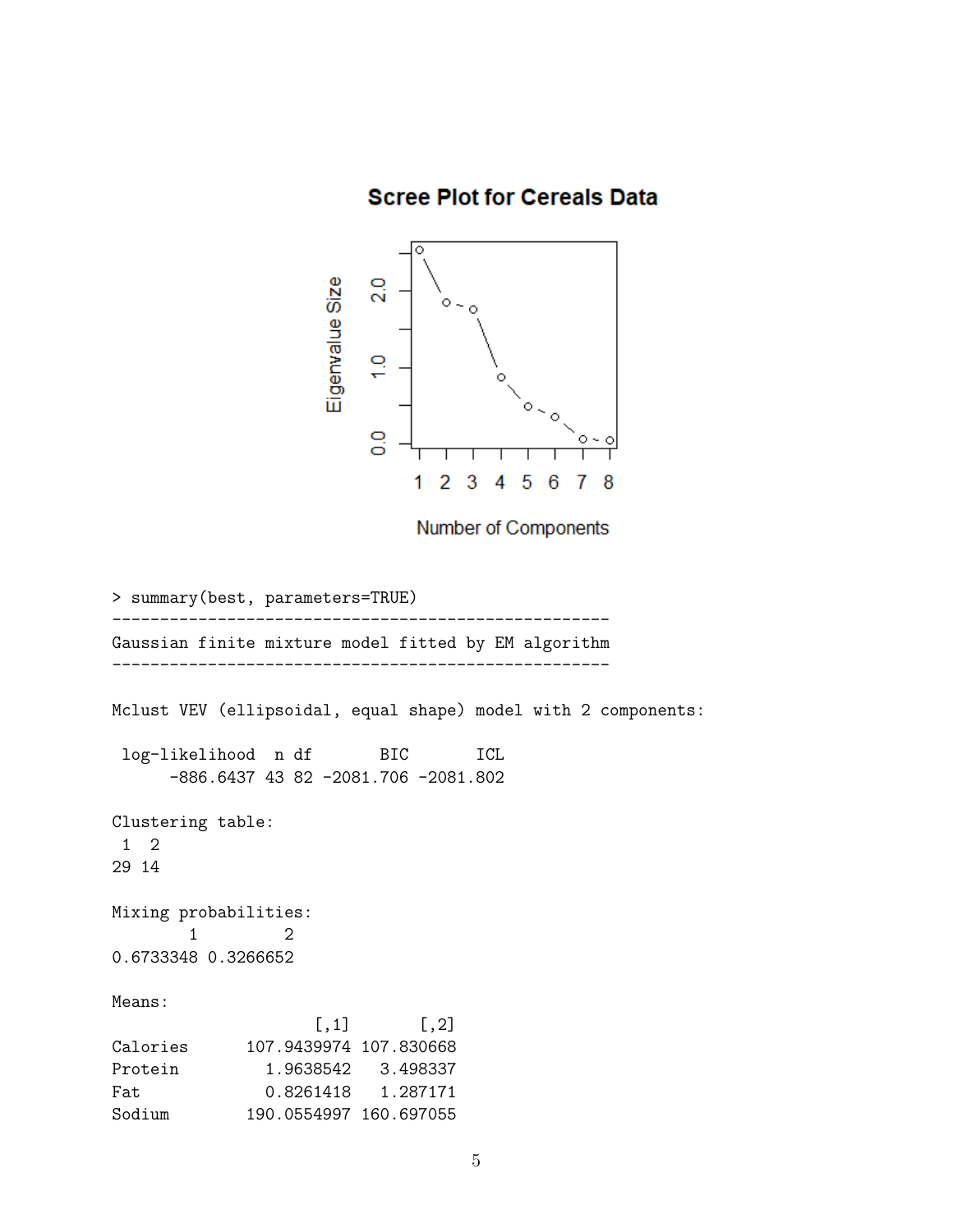**Scree Plot for Cereals Data**

```
> summary(best, parameters=TRUE)
----------------------------------------------------
Gaussian finite mixture model fitted by EM algorithm
----------------------------------------------------

Mclust VEV (ellipsoidal, equal shape) model with 2 components:

 log-likelihood  n df       BIC       ICL
      -886.6437 43 82 -2081.706 -2081.802

Clustering table:
 1  2
29 14

Mixing probabilities:
        1         2
0.6733348 0.3266652

Means:
                     [,1]       [,2]
Calories      107.9439974 107.830668
Protein         1.9638542   3.498337
Fat             0.8261418   1.287171
Sodium        190.0554997 160.697055
```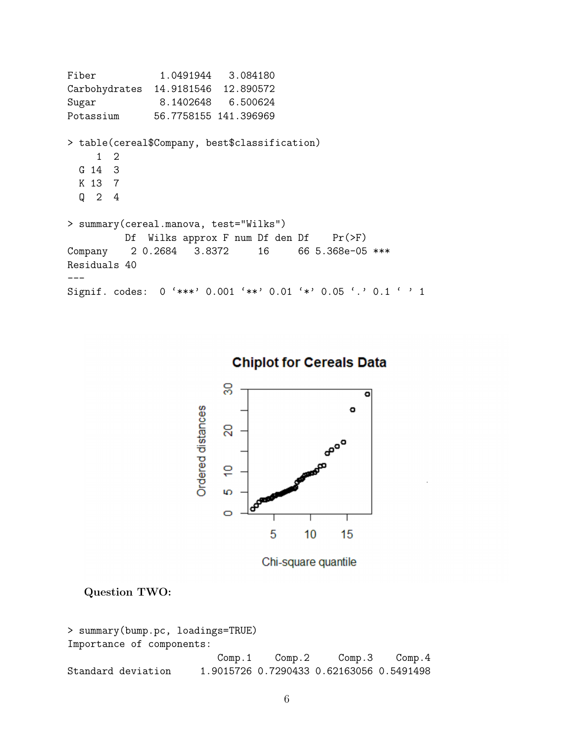```
Fiber           1.0491944   3.084180
Carbohydrates  14.9181546  12.890572
Sugar           8.1402648   6.500624
Potassium      56.7758155 141.396969

> table(cereal$Company, best$classification)
     1  2
  G 14  3
  K 13  7
  Q  2  4

> summary(cereal.manova, test="Wilks")
          Df  Wilks approx F num Df den Df    Pr(>F)
Company    2 0.2684   3.8372     16     66 5.368e-05 ***
Residuals 40
---
Signif. codes:  0 '***' 0.001 '**' 0.01 '*' 0.05 '.' 0.1 ' ' 1
```

**Question TWO:**

```
> summary(bump.pc, loadings=TRUE)
Importance of components:
                          Comp.1    Comp.2     Comp.3    Comp.4
Standard deviation     1.9015726 0.7290433 0.62163056 0.5491498
```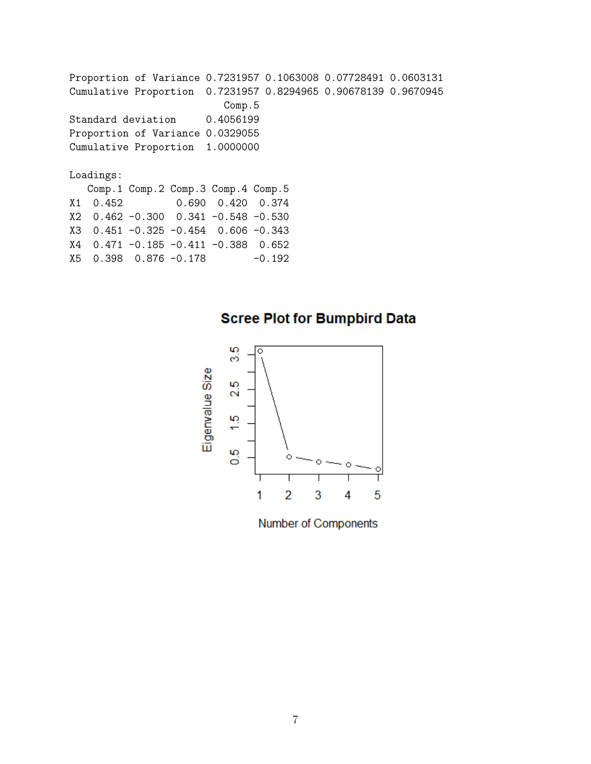```
Proportion of Variance 0.7231957 0.1063008 0.07728491 0.0603131
Cumulative Proportion  0.7231957 0.8294965 0.90678139 0.9670945
                          Comp.5
Standard deviation     0.4056199
Proportion of Variance 0.0329055
Cumulative Proportion  1.0000000

Loadings:
   Comp.1 Comp.2 Comp.3 Comp.4 Comp.5
X1  0.452         0.690  0.420  0.374
X2  0.462 -0.300  0.341 -0.548 -0.530
X3  0.451 -0.325 -0.454  0.606 -0.343
X4  0.471 -0.185 -0.411 -0.388  0.652
X5  0.398  0.876 -0.178        -0.192
```

**Scree Plot for Bumpbird Data**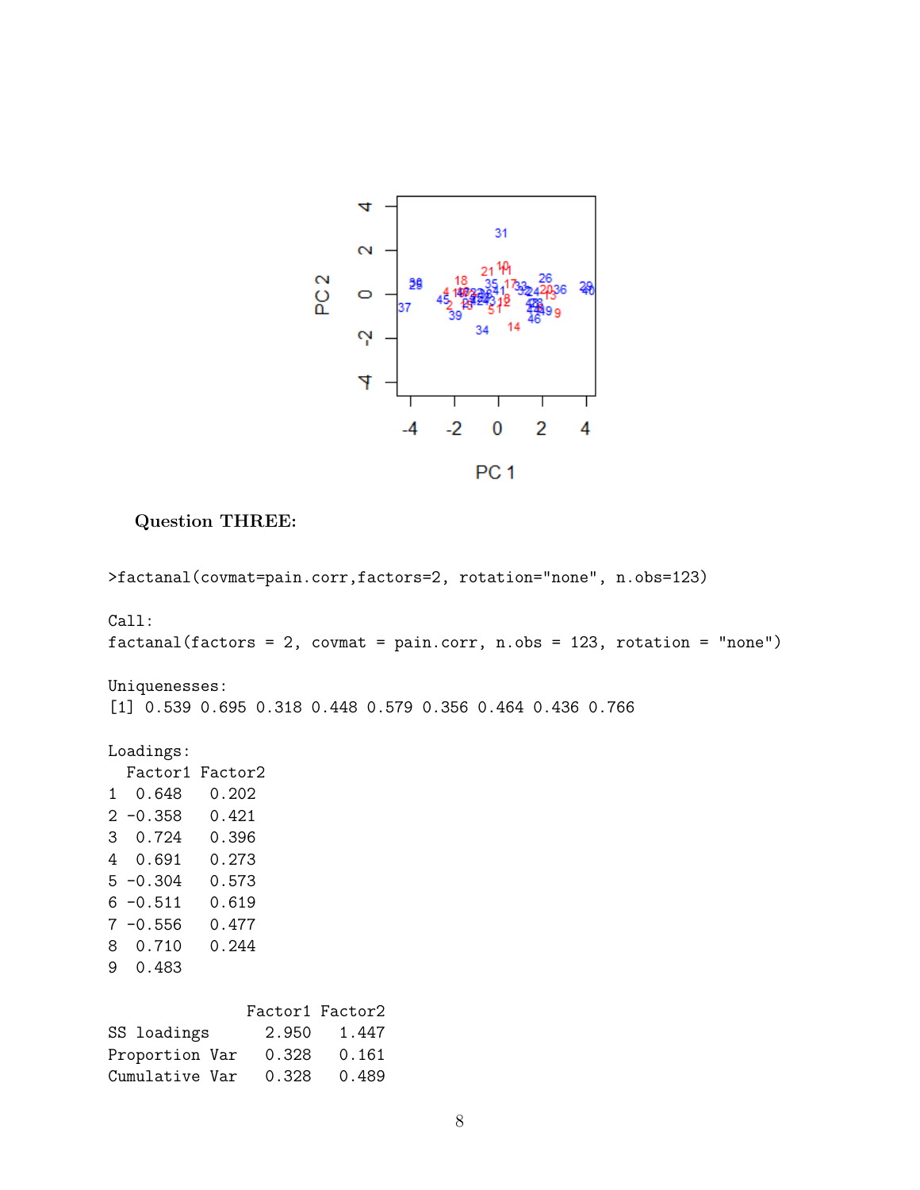**Question THREE:**

```
>factanal(covmat=pain.corr,factors=2, rotation="none", n.obs=123)

Call:
factanal(factors = 2, covmat = pain.corr, n.obs = 123, rotation = "none")

Uniquenesses:
[1] 0.539 0.695 0.318 0.448 0.579 0.356 0.464 0.436 0.766

Loadings:
  Factor1 Factor2
1  0.648   0.202
2 -0.358   0.421
3  0.724   0.396
4  0.691   0.273
5 -0.304   0.573
6 -0.511   0.619
7 -0.556   0.477
8  0.710   0.244
9  0.483

               Factor1 Factor2
SS loadings      2.950   1.447
Proportion Var   0.328   0.161
Cumulative Var   0.328   0.489
```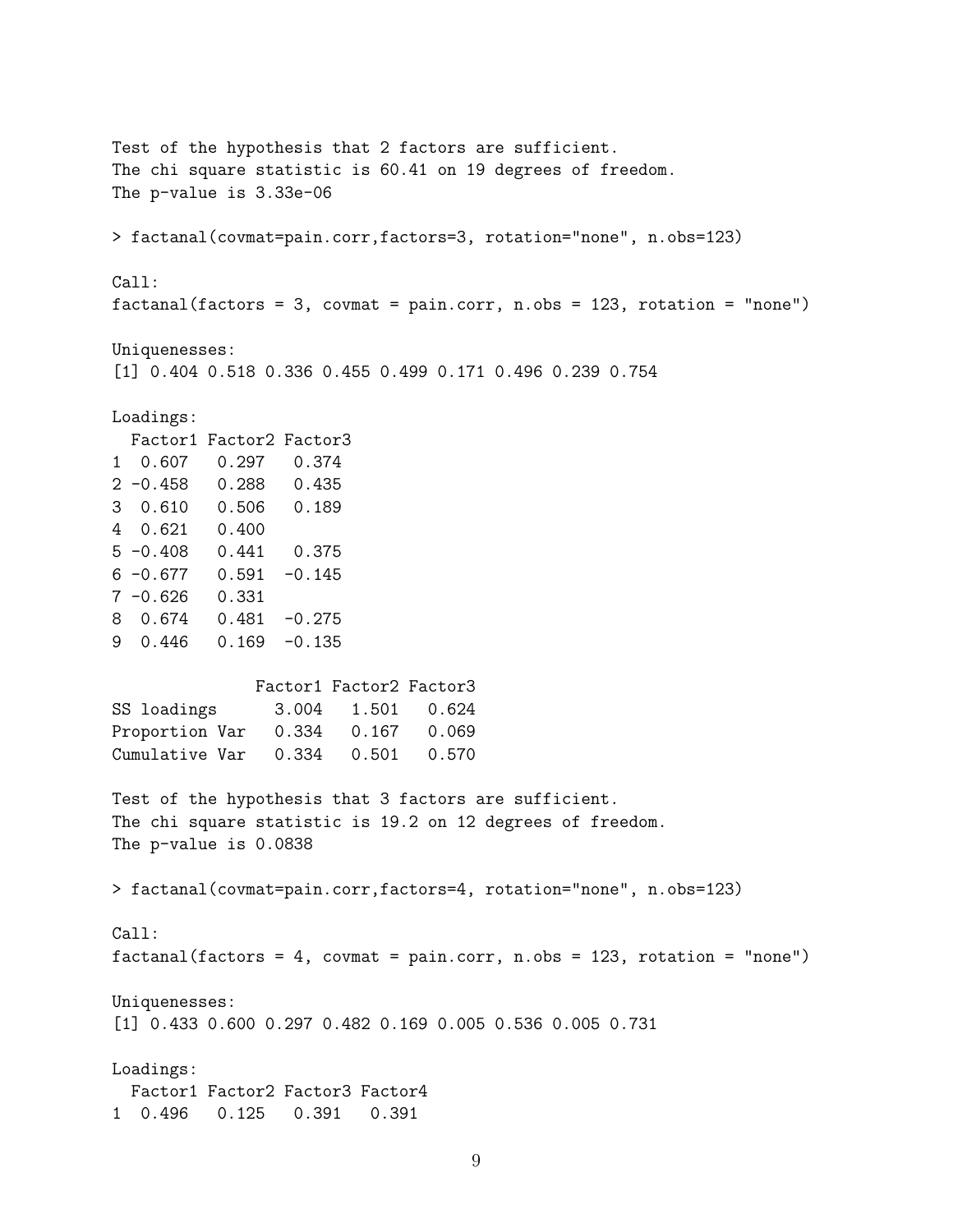```
Test of the hypothesis that 2 factors are sufficient.
The chi square statistic is 60.41 on 19 degrees of freedom.
The p-value is 3.33e-06

> factanal(covmat=pain.corr,factors=3, rotation="none", n.obs=123)

Call:
factanal(factors = 3, covmat = pain.corr, n.obs = 123, rotation = "none")

Uniquenesses:
[1] 0.404 0.518 0.336 0.455 0.499 0.171 0.496 0.239 0.754

Loadings:
  Factor1 Factor2 Factor3
1  0.607   0.297   0.374
2 -0.458   0.288   0.435
3  0.610   0.506   0.189
4  0.621   0.400
5 -0.408   0.441   0.375
6 -0.677   0.591  -0.145
7 -0.626   0.331
8  0.674   0.481  -0.275
9  0.446   0.169  -0.135

               Factor1 Factor2 Factor3
SS loadings      3.004   1.501   0.624
Proportion Var   0.334   0.167   0.069
Cumulative Var   0.334   0.501   0.570

Test of the hypothesis that 3 factors are sufficient.
The chi square statistic is 19.2 on 12 degrees of freedom.
The p-value is 0.0838

> factanal(covmat=pain.corr,factors=4, rotation="none", n.obs=123)

Call:
factanal(factors = 4, covmat = pain.corr, n.obs = 123, rotation = "none")

Uniquenesses:
[1] 0.433 0.600 0.297 0.482 0.169 0.005 0.536 0.005 0.731

Loadings:
  Factor1 Factor2 Factor3 Factor4
1  0.496   0.125   0.391   0.391
```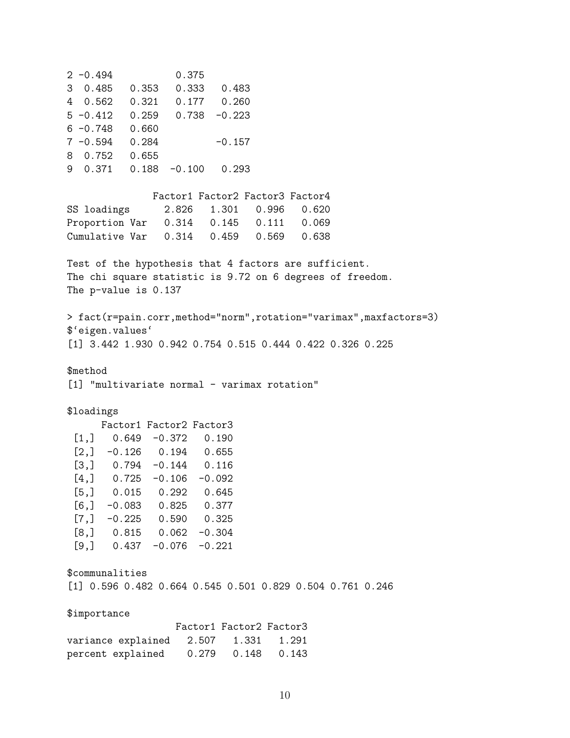```
2 -0.494           0.375
3  0.485   0.353   0.333   0.483
4  0.562   0.321   0.177   0.260
5 -0.412   0.259   0.738  -0.223
6 -0.748   0.660
7 -0.594   0.284          -0.157
8  0.752   0.655
9  0.371   0.188  -0.100   0.293

               Factor1 Factor2 Factor3 Factor4
SS loadings      2.826   1.301   0.996   0.620
Proportion Var   0.314   0.145   0.111   0.069
Cumulative Var   0.314   0.459   0.569   0.638

Test of the hypothesis that 4 factors are sufficient.
The chi square statistic is 9.72 on 6 degrees of freedom.
The p-value is 0.137

> fact(r=pain.corr,method="norm",rotation="varimax",maxfactors=3)
$`eigen.values`
[1] 3.442 1.930 0.942 0.754 0.515 0.444 0.422 0.326 0.225

$method
[1] "multivariate normal - varimax rotation"

$loadings
      Factor1 Factor2 Factor3
 [1,]   0.649  -0.372   0.190
 [2,]  -0.126   0.194   0.655
 [3,]   0.794  -0.144   0.116
 [4,]   0.725  -0.106  -0.092
 [5,]   0.015   0.292   0.645
 [6,]  -0.083   0.825   0.377
 [7,]  -0.225   0.590   0.325
 [8,]   0.815   0.062  -0.304
 [9,]   0.437  -0.076  -0.221

$communalities
[1] 0.596 0.482 0.664 0.545 0.501 0.829 0.504 0.761 0.246

$importance
                    Factor1 Factor2 Factor3
variance explained    2.507   1.331   1.291
percent explained     0.279   0.148   0.143
```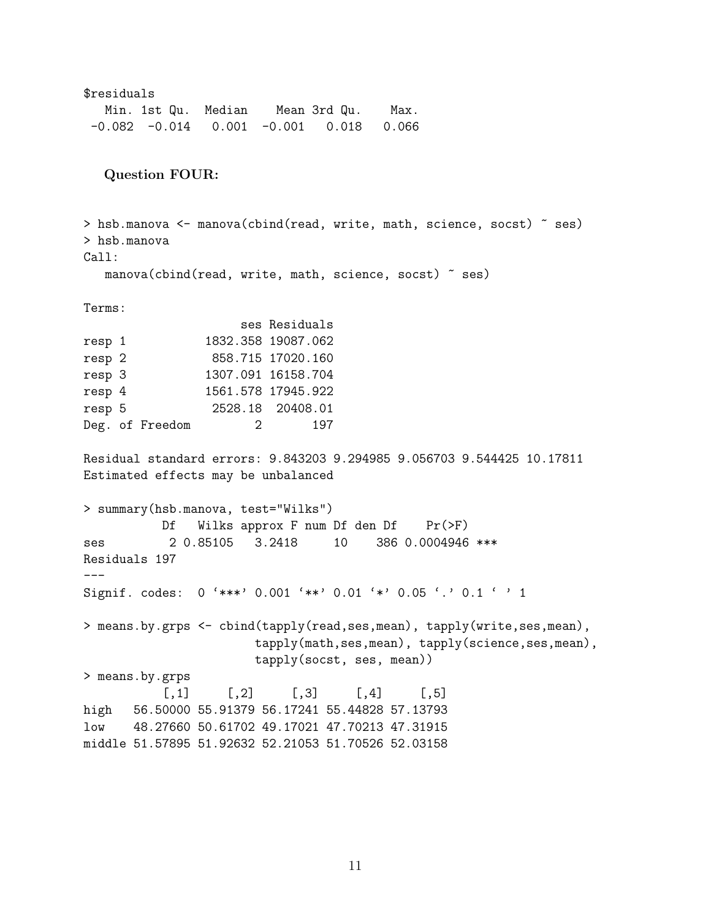```
$residuals
   Min. 1st Qu.  Median    Mean 3rd Qu.    Max.
 -0.082  -0.014   0.001  -0.001   0.018   0.066
```

**Question FOUR:**

```
> hsb.manova <- manova(cbind(read, write, math, science, socst) ~ ses)
> hsb.manova
Call:
   manova(cbind(read, write, math, science, socst) ~ ses)

Terms:
                      ses Residuals
resp 1           1832.358 19087.062
resp 2            858.715 17020.160
resp 3           1307.091 16158.704
resp 4           1561.578 17945.922
resp 5            2528.18  20408.01
Deg. of Freedom         2       197

Residual standard errors: 9.843203 9.294985 9.056703 9.544425 10.17811
Estimated effects may be unbalanced

> summary(hsb.manova, test="Wilks")
           Df   Wilks approx F num Df den Df    Pr(>F)
ses         2 0.85105   3.2418     10    386 0.0004946 ***
Residuals 197
---
Signif. codes:  0 '***' 0.001 '**' 0.01 '*' 0.05 '.' 0.1 ' ' 1

> means.by.grps <- cbind(tapply(read,ses,mean), tapply(write,ses,mean),
                        tapply(math,ses,mean), tapply(science,ses,mean),
                        tapply(socst, ses, mean))
> means.by.grps
           [,1]     [,2]     [,3]     [,4]     [,5]
high   56.50000 55.91379 56.17241 55.44828 57.13793
low    48.27660 50.61702 49.17021 47.70213 47.31915
middle 51.57895 51.92632 52.21053 51.70526 52.03158
```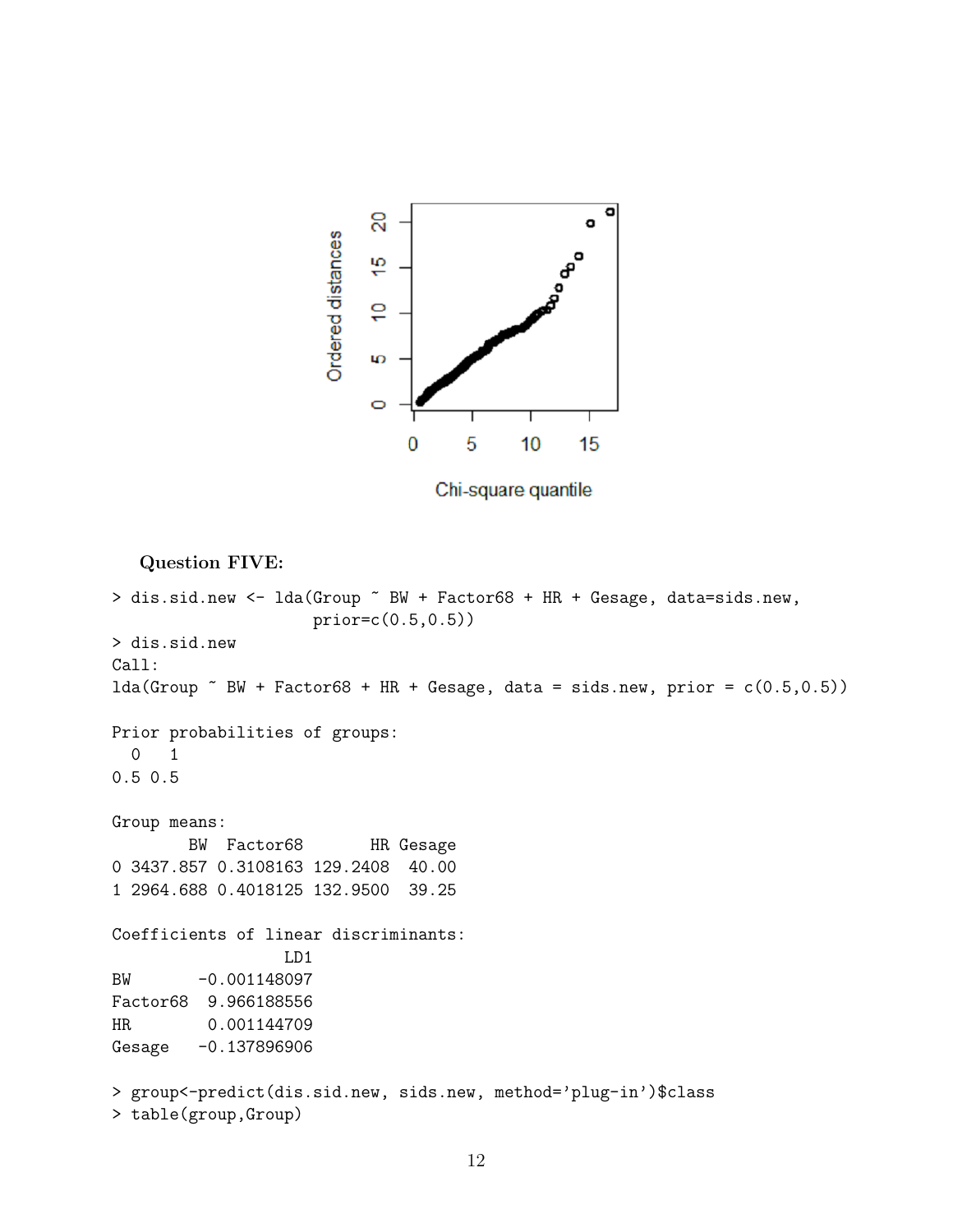**Question FIVE:**

```
> dis.sid.new <- lda(Group ~ BW + Factor68 + HR + Gesage, data=sids.new,
                     prior=c(0.5,0.5))
> dis.sid.new
Call:
lda(Group ~ BW + Factor68 + HR + Gesage, data = sids.new, prior = c(0.5,0.5))

Prior probabilities of groups:
  0   1
0.5 0.5

Group means:
        BW  Factor68       HR Gesage
0 3437.857 0.3108163 129.2408  40.00
1 2964.688 0.4018125 132.9500  39.25

Coefficients of linear discriminants:
                  LD1
BW       -0.001148097
Factor68  9.966188556
HR        0.001144709
Gesage   -0.137896906

> group<-predict(dis.sid.new, sids.new, method='plug-in')$class
> table(group,Group)
```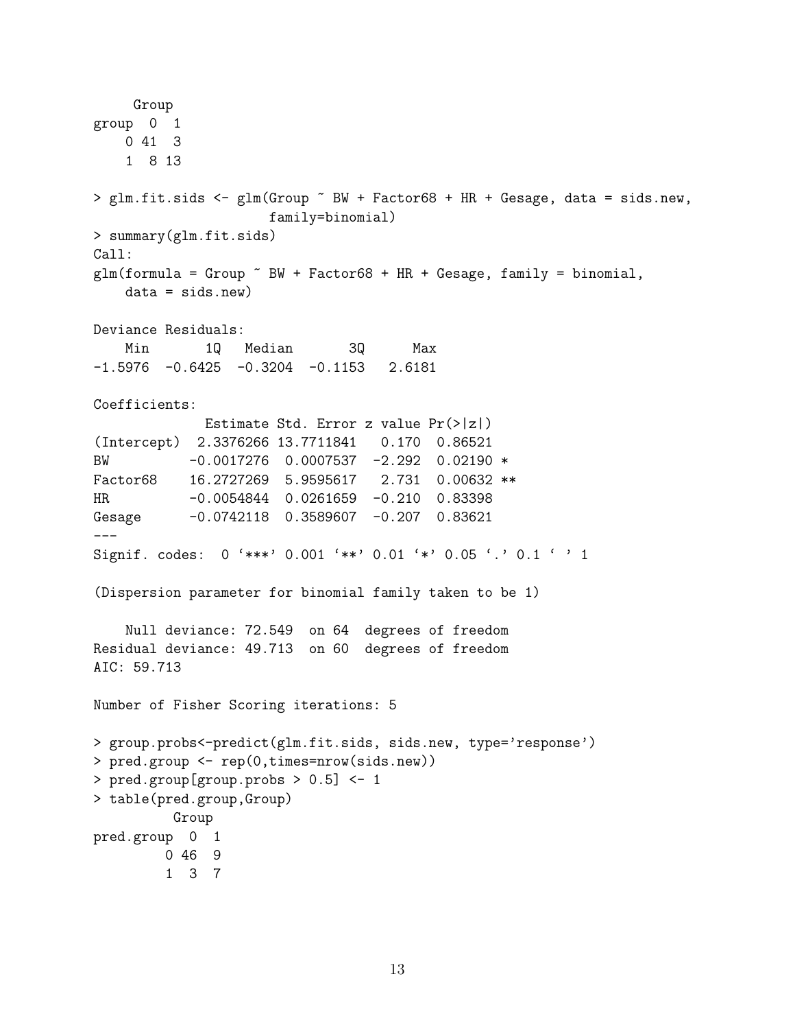```
     Group
group  0  1
    0 41  3
    1  8 13

> glm.fit.sids <- glm(Group ~ BW + Factor68 + HR + Gesage, data = sids.new,
                      family=binomial)
> summary(glm.fit.sids)
Call:
glm(formula = Group ~ BW + Factor68 + HR + Gesage, family = binomial,
    data = sids.new)

Deviance Residuals:
    Min       1Q   Median       3Q      Max
-1.5976  -0.6425  -0.3204  -0.1153   2.6181

Coefficients:
              Estimate Std. Error z value Pr(>|z|)
(Intercept)  2.3376266 13.7711841   0.170  0.86521
BW          -0.0017276  0.0007537  -2.292  0.02190 *
Factor68    16.2727269  5.9595617   2.731  0.00632 **
HR          -0.0054844  0.0261659  -0.210  0.83398
Gesage      -0.0742118  0.3589607  -0.207  0.83621
---
Signif. codes:  0 '***' 0.001 '**' 0.01 '*' 0.05 '.' 0.1 ' ' 1

(Dispersion parameter for binomial family taken to be 1)

    Null deviance: 72.549  on 64  degrees of freedom
Residual deviance: 49.713  on 60  degrees of freedom
AIC: 59.713

Number of Fisher Scoring iterations: 5

> group.probs<-predict(glm.fit.sids, sids.new, type='response')
> pred.group <- rep(0,times=nrow(sids.new))
> pred.group[group.probs > 0.5] <- 1
> table(pred.group,Group)
          Group
pred.group  0  1
         0 46  9
         1  3  7
```